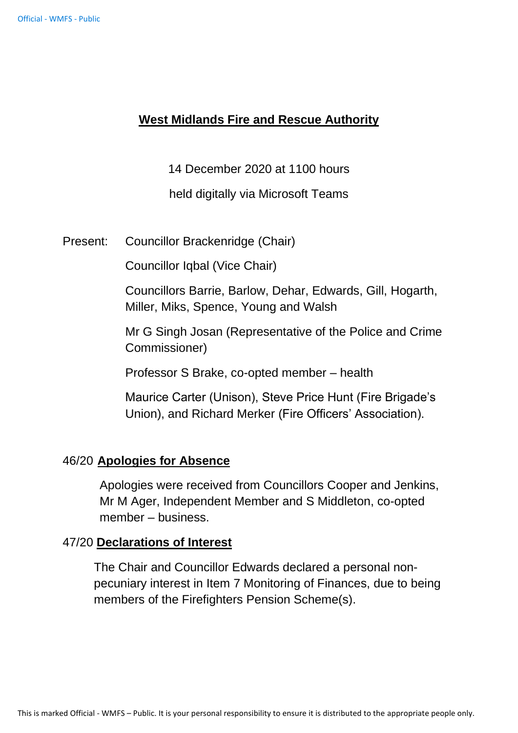# West Midlands Fire and Rescue Authority

14 December 2020 at 1100 hours

held digitally via Microsoft Teams

Present: Councillor Brackenridge (Chair)

Councillor Iqbal (Vice Chair)

Councillors Barrie, Barlow, Dehar, Edwards, Gill, Hogarth, Miller, Miks, Spence, Young and Walsh

Mr G Singh Josan (Representative of the Police and Crime Commissioner)

Professor S Brake, co-opted member – health

Maurice Carter (Unison), Steve Price Hunt (Fire Brigade's Union), and Richard Merker (Fire Officers' Association).

## 46/20 Apologies for Absence

Apologies were received from Councillors Cooper and Jenkins, Mr M Ager, Independent Member and S Middleton, co-opted member – business.

## 47/20 Declarations of Interest

The Chair and Councillor Edwards declared a personal non-pecuniary interest in Item 7 Monitoring of Finances, due to being members of the Firefighters Pension Scheme(s).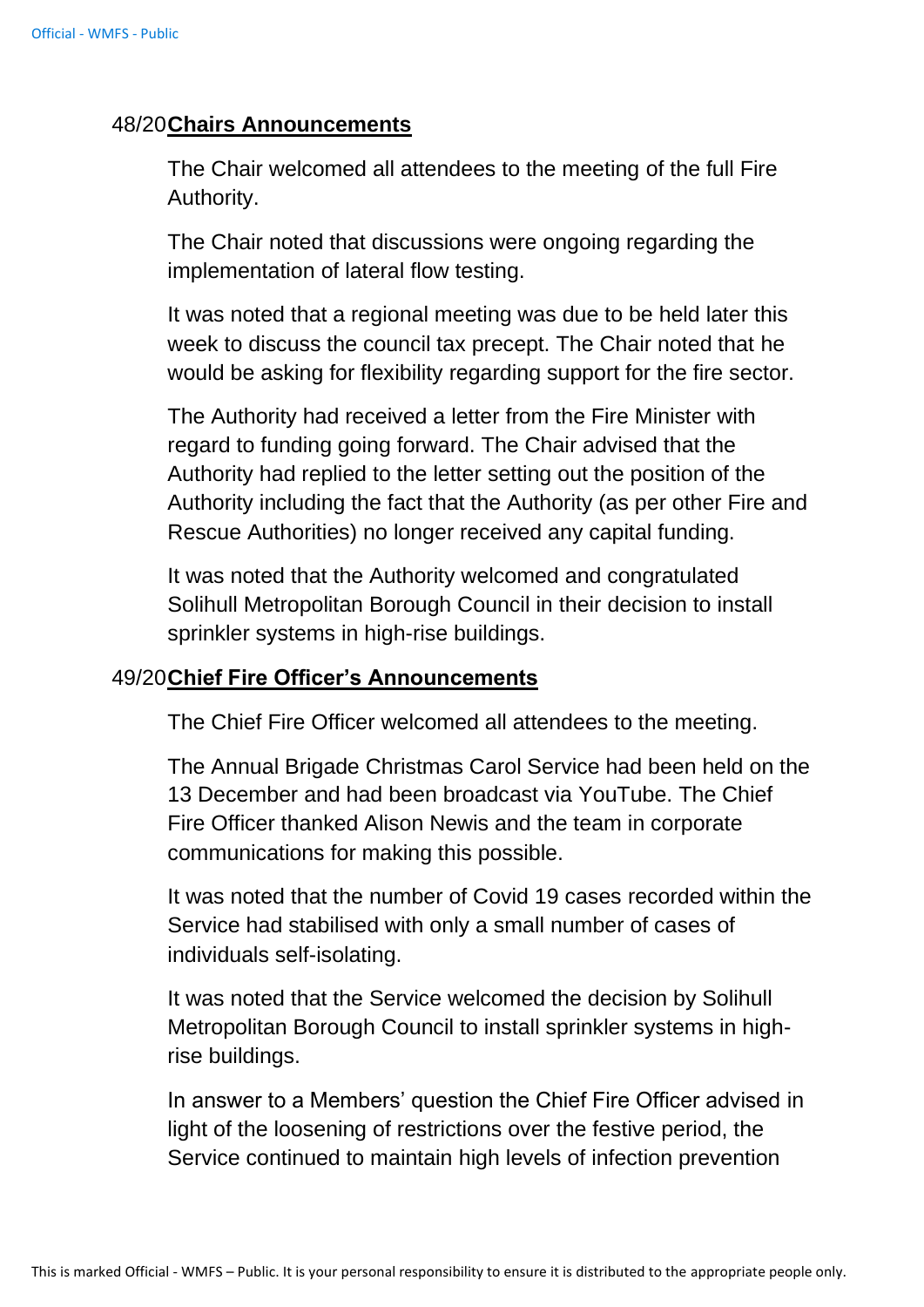## 48/20 Chairs Announcements

The Chair welcomed all attendees to the meeting of the full Fire Authority.

The Chair noted that discussions were ongoing regarding the implementation of lateral flow testing.

It was noted that a regional meeting was due to be held later this week to discuss the council tax precept. The Chair noted that he would be asking for flexibility regarding support for the fire sector.

The Authority had received a letter from the Fire Minister with regard to funding going forward. The Chair advised that the Authority had replied to the letter setting out the position of the Authority including the fact that the Authority (as per other Fire and Rescue Authorities) no longer received any capital funding.

It was noted that the Authority welcomed and congratulated Solihull Metropolitan Borough Council in their decision to install sprinkler systems in high-rise buildings.

## 49/20 Chief Fire Officer's Announcements

The Chief Fire Officer welcomed all attendees to the meeting.

The Annual Brigade Christmas Carol Service had been held on the 13 December and had been broadcast via YouTube. The Chief Fire Officer thanked Alison Newis and the team in corporate communications for making this possible.

It was noted that the number of Covid 19 cases recorded within the Service had stabilised with only a small number of cases of individuals self-isolating.

It was noted that the Service welcomed the decision by Solihull Metropolitan Borough Council to install sprinkler systems in high-rise buildings.

In answer to a Members' question the Chief Fire Officer advised in light of the loosening of restrictions over the festive period, the Service continued to maintain high levels of infection prevention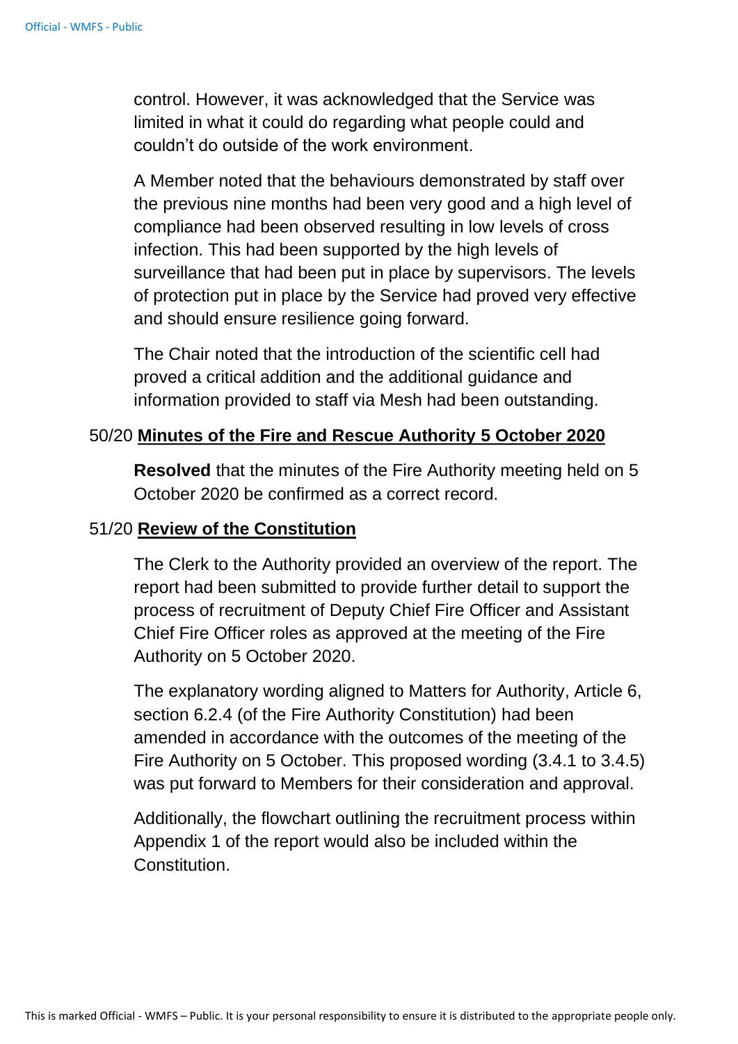control. However, it was acknowledged that the Service was limited in what it could do regarding what people could and couldn't do outside of the work environment.

A Member noted that the behaviours demonstrated by staff over the previous nine months had been very good and a high level of compliance had been observed resulting in low levels of cross infection. This had been supported by the high levels of surveillance that had been put in place by supervisors. The levels of protection put in place by the Service had proved very effective and should ensure resilience going forward.

The Chair noted that the introduction of the scientific cell had proved a critical addition and the additional guidance and information provided to staff via Mesh had been outstanding.

50/20 **Minutes of the Fire and Rescue Authority 5 October 2020**

**Resolved** that the minutes of the Fire Authority meeting held on 5 October 2020 be confirmed as a correct record.

51/20 **Review of the Constitution**

The Clerk to the Authority provided an overview of the report. The report had been submitted to provide further detail to support the process of recruitment of Deputy Chief Fire Officer and Assistant Chief Fire Officer roles as approved at the meeting of the Fire Authority on 5 October 2020.

The explanatory wording aligned to Matters for Authority, Article 6, section 6.2.4 (of the Fire Authority Constitution) had been amended in accordance with the outcomes of the meeting of the Fire Authority on 5 October. This proposed wording (3.4.1 to 3.4.5) was put forward to Members for their consideration and approval.

Additionally, the flowchart outlining the recruitment process within Appendix 1 of the report would also be included within the Constitution.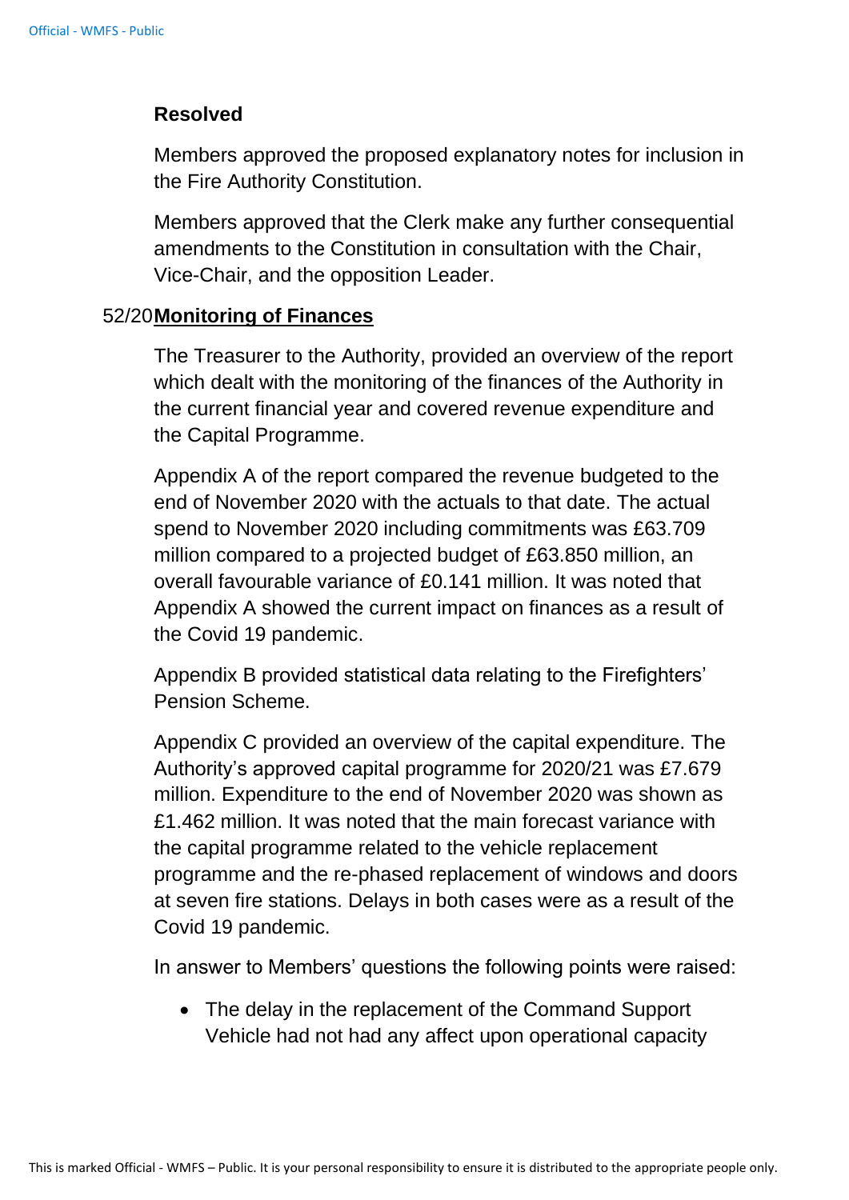**Resolved**

Members approved the proposed explanatory notes for inclusion in the Fire Authority Constitution.

Members approved that the Clerk make any further consequential amendments to the Constitution in consultation with the Chair, Vice-Chair, and the opposition Leader.

52/20 **Monitoring of Finances**

The Treasurer to the Authority, provided an overview of the report which dealt with the monitoring of the finances of the Authority in the current financial year and covered revenue expenditure and the Capital Programme.

Appendix A of the report compared the revenue budgeted to the end of November 2020 with the actuals to that date. The actual spend to November 2020 including commitments was £63.709 million compared to a projected budget of £63.850 million, an overall favourable variance of £0.141 million. It was noted that Appendix A showed the current impact on finances as a result of the Covid 19 pandemic.

Appendix B provided statistical data relating to the Firefighters' Pension Scheme.

Appendix C provided an overview of the capital expenditure. The Authority's approved capital programme for 2020/21 was £7.679 million. Expenditure to the end of November 2020 was shown as £1.462 million. It was noted that the main forecast variance with the capital programme related to the vehicle replacement programme and the re-phased replacement of windows and doors at seven fire stations. Delays in both cases were as a result of the Covid 19 pandemic.

In answer to Members' questions the following points were raised:

- The delay in the replacement of the Command Support Vehicle had not had any affect upon operational capacity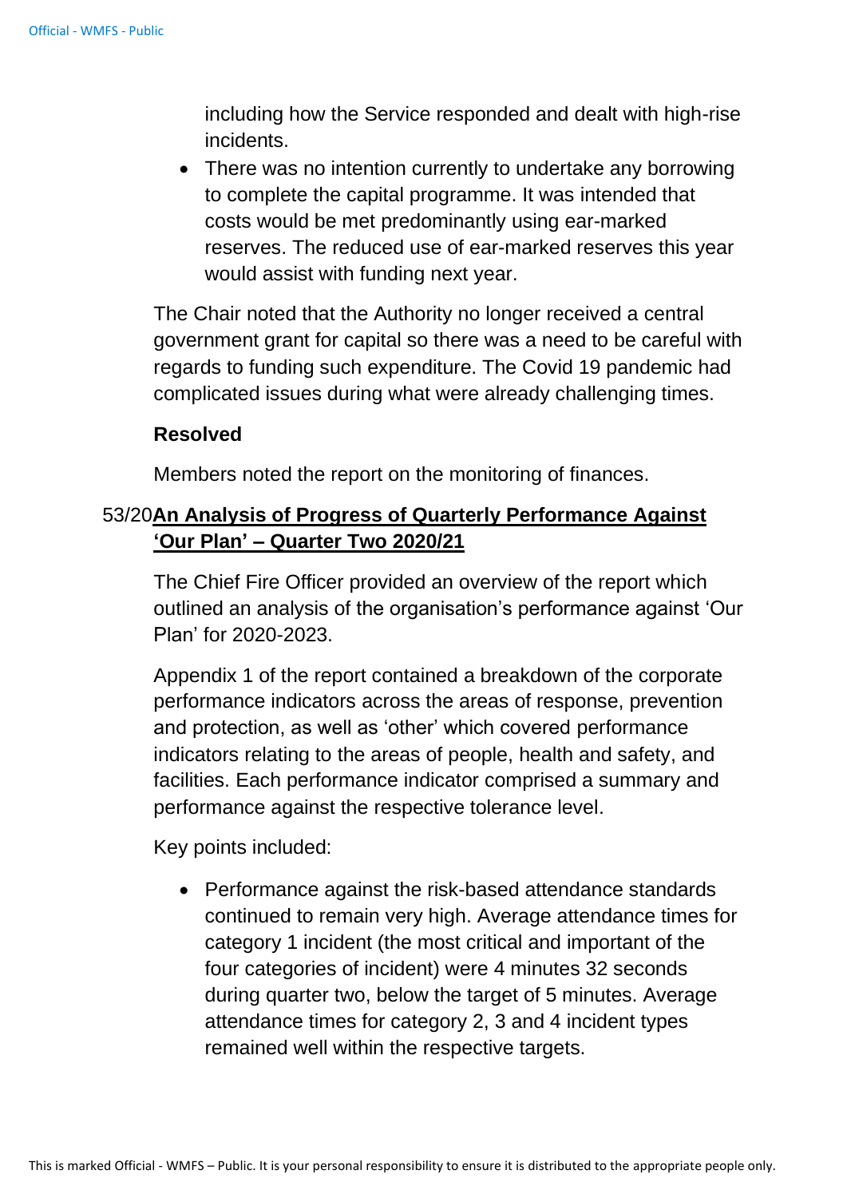including how the Service responded and dealt with high-rise incidents.

- There was no intention currently to undertake any borrowing to complete the capital programme. It was intended that costs would be met predominantly using ear-marked reserves. The reduced use of ear-marked reserves this year would assist with funding next year.

The Chair noted that the Authority no longer received a central government grant for capital so there was a need to be careful with regards to funding such expenditure. The Covid 19 pandemic had complicated issues during what were already challenging times.

**Resolved**

Members noted the report on the monitoring of finances.

53/20 **An Analysis of Progress of Quarterly Performance Against 'Our Plan' – Quarter Two 2020/21**

The Chief Fire Officer provided an overview of the report which outlined an analysis of the organisation's performance against 'Our Plan' for 2020-2023.

Appendix 1 of the report contained a breakdown of the corporate performance indicators across the areas of response, prevention and protection, as well as 'other' which covered performance indicators relating to the areas of people, health and safety, and facilities. Each performance indicator comprised a summary and performance against the respective tolerance level.

Key points included:

- Performance against the risk-based attendance standards continued to remain very high. Average attendance times for category 1 incident (the most critical and important of the four categories of incident) were 4 minutes 32 seconds during quarter two, below the target of 5 minutes. Average attendance times for category 2, 3 and 4 incident types remained well within the respective targets.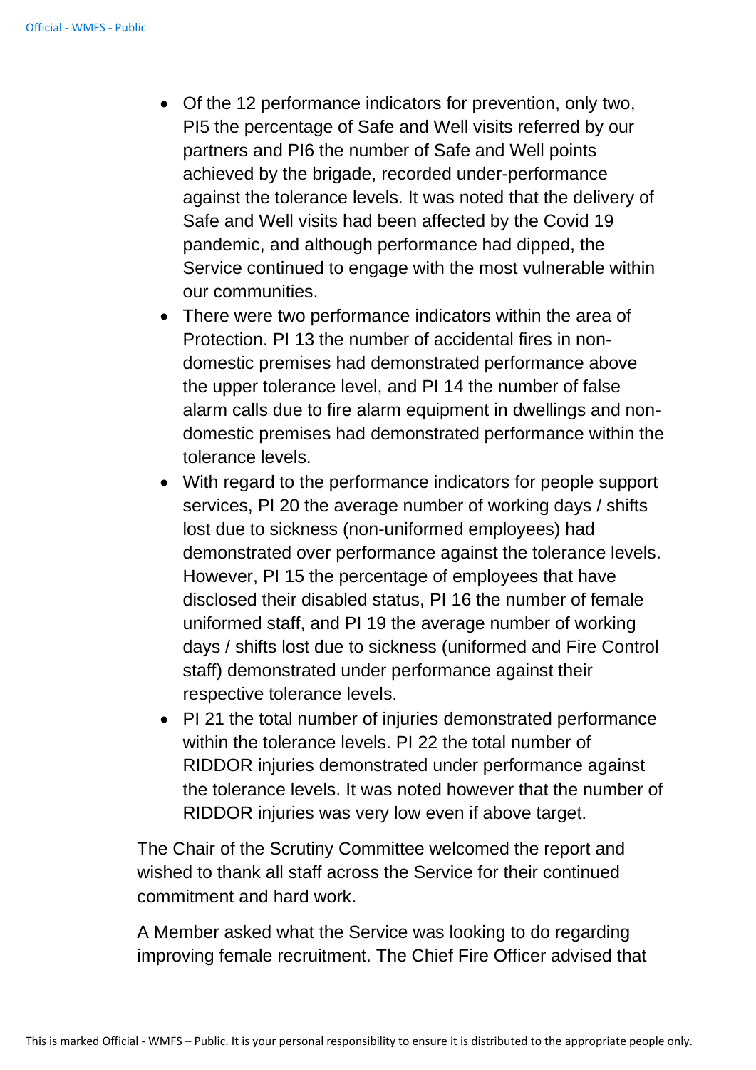- Of the 12 performance indicators for prevention, only two, PI5 the percentage of Safe and Well visits referred by our partners and PI6 the number of Safe and Well points achieved by the brigade, recorded under-performance against the tolerance levels. It was noted that the delivery of Safe and Well visits had been affected by the Covid 19 pandemic, and although performance had dipped, the Service continued to engage with the most vulnerable within our communities.
- There were two performance indicators within the area of Protection. PI 13 the number of accidental fires in non-domestic premises had demonstrated performance above the upper tolerance level, and PI 14 the number of false alarm calls due to fire alarm equipment in dwellings and non-domestic premises had demonstrated performance within the tolerance levels.
- With regard to the performance indicators for people support services, PI 20 the average number of working days / shifts lost due to sickness (non-uniformed employees) had demonstrated over performance against the tolerance levels. However, PI 15 the percentage of employees that have disclosed their disabled status, PI 16 the number of female uniformed staff, and PI 19 the average number of working days / shifts lost due to sickness (uniformed and Fire Control staff) demonstrated under performance against their respective tolerance levels.
- PI 21 the total number of injuries demonstrated performance within the tolerance levels. PI 22 the total number of RIDDOR injuries demonstrated under performance against the tolerance levels. It was noted however that the number of RIDDOR injuries was very low even if above target.

The Chair of the Scrutiny Committee welcomed the report and wished to thank all staff across the Service for their continued commitment and hard work.

A Member asked what the Service was looking to do regarding improving female recruitment. The Chief Fire Officer advised that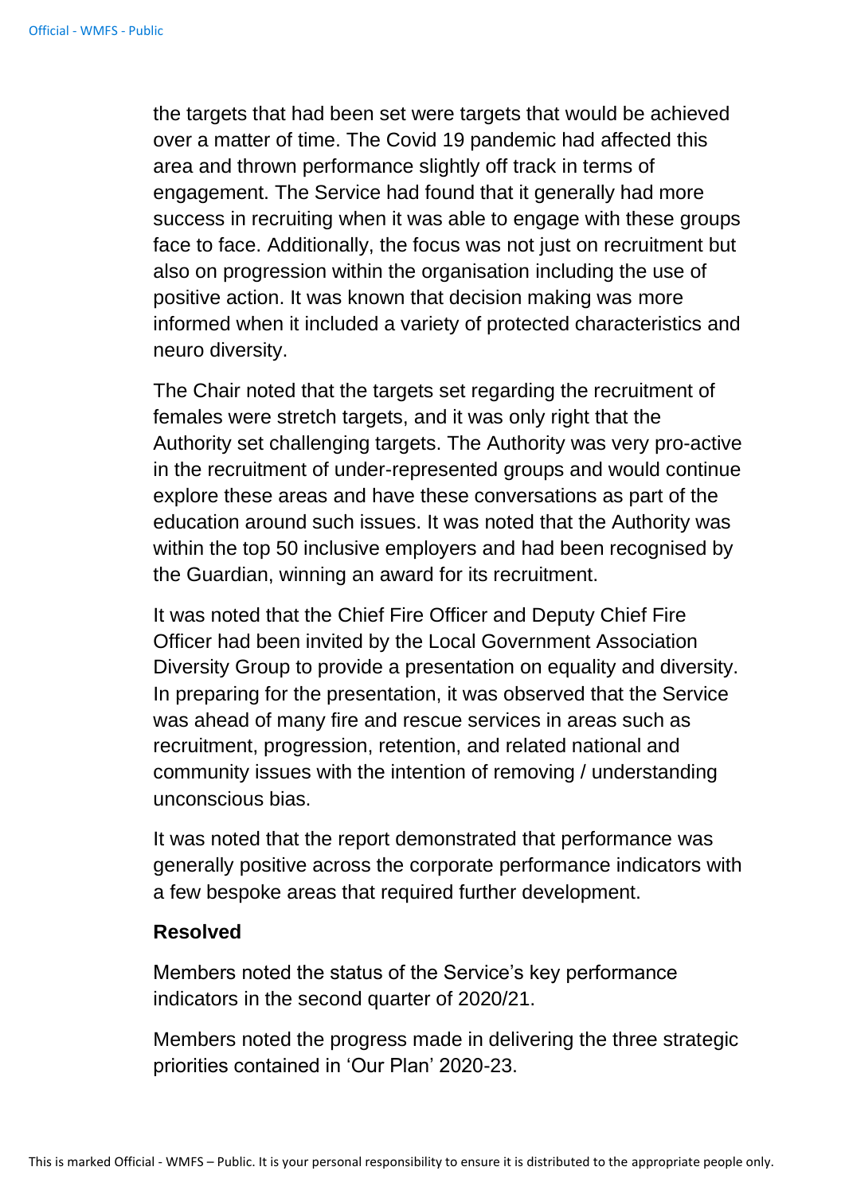the targets that had been set were targets that would be achieved over a matter of time. The Covid 19 pandemic had affected this area and thrown performance slightly off track in terms of engagement. The Service had found that it generally had more success in recruiting when it was able to engage with these groups face to face. Additionally, the focus was not just on recruitment but also on progression within the organisation including the use of positive action. It was known that decision making was more informed when it included a variety of protected characteristics and neuro diversity.

The Chair noted that the targets set regarding the recruitment of females were stretch targets, and it was only right that the Authority set challenging targets. The Authority was very pro-active in the recruitment of under-represented groups and would continue explore these areas and have these conversations as part of the education around such issues. It was noted that the Authority was within the top 50 inclusive employers and had been recognised by the Guardian, winning an award for its recruitment.

It was noted that the Chief Fire Officer and Deputy Chief Fire Officer had been invited by the Local Government Association Diversity Group to provide a presentation on equality and diversity. In preparing for the presentation, it was observed that the Service was ahead of many fire and rescue services in areas such as recruitment, progression, retention, and related national and community issues with the intention of removing / understanding unconscious bias.

It was noted that the report demonstrated that performance was generally positive across the corporate performance indicators with a few bespoke areas that required further development.

**Resolved**

Members noted the status of the Service's key performance indicators in the second quarter of 2020/21.

Members noted the progress made in delivering the three strategic priorities contained in 'Our Plan' 2020-23.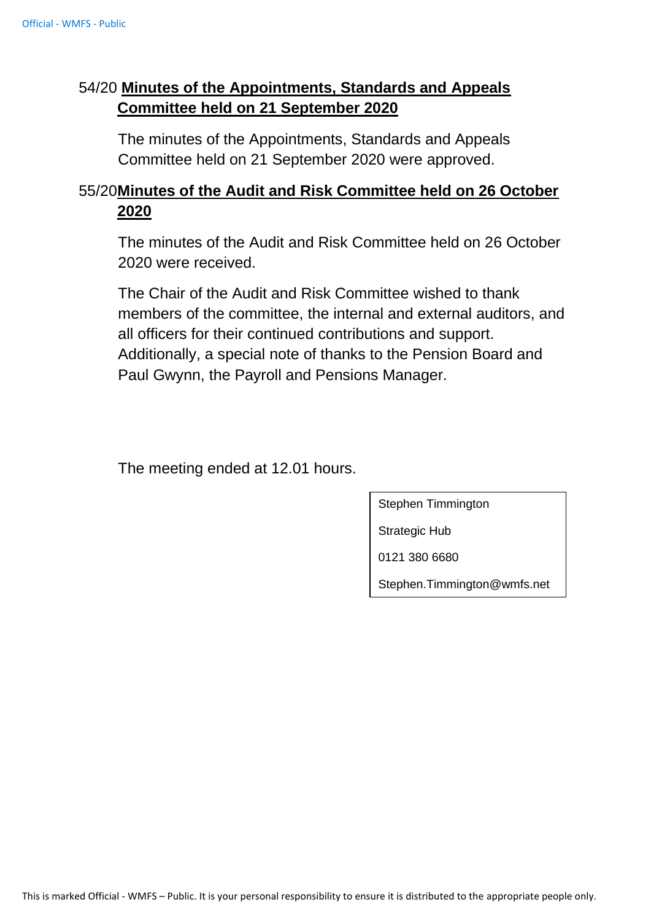## 54/20 **Minutes of the Appointments, Standards and Appeals Committee held on 21 September 2020**

The minutes of the Appointments, Standards and Appeals Committee held on 21 September 2020 were approved.

## 55/20 **Minutes of the Audit and Risk Committee held on 26 October 2020**

The minutes of the Audit and Risk Committee held on 26 October 2020 were received.

The Chair of the Audit and Risk Committee wished to thank members of the committee, the internal and external auditors, and all officers for their continued contributions and support. Additionally, a special note of thanks to the Pension Board and Paul Gwynn, the Payroll and Pensions Manager.

The meeting ended at 12.01 hours.

Stephen Timmington

Strategic Hub

0121 380 6680

Stephen.Timmington@wmfs.net